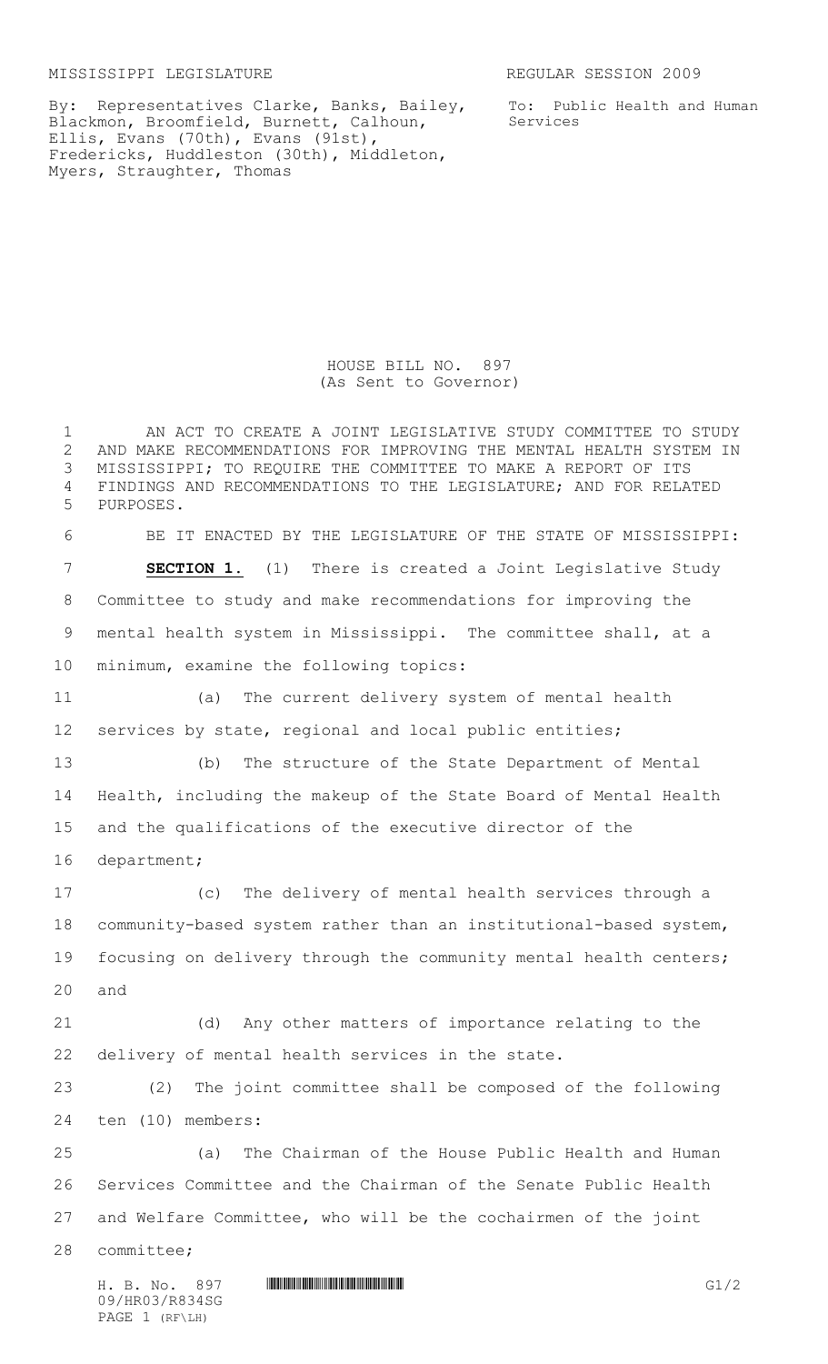MISSISSIPPI LEGISLATURE REGULAR SESSION 2009

By: Representatives Clarke, Banks, Bailey, Blackmon, Broomfield, Burnett, Calhoun, Ellis, Evans (70th), Evans (91st), Fredericks, Huddleston (30th), Middleton, Myers, Straughter, Thomas

To: Public Health and Human Services

HOUSE BILL NO. 897
(As Sent to Governor)

AN ACT TO CREATE A JOINT LEGISLATIVE STUDY COMMITTEE TO STUDY AND MAKE RECOMMENDATIONS FOR IMPROVING THE MENTAL HEALTH SYSTEM IN MISSISSIPPI; TO REQUIRE THE COMMITTEE TO MAKE A REPORT OF ITS FINDINGS AND RECOMMENDATIONS TO THE LEGISLATURE; AND FOR RELATED PURPOSES.

BE IT ENACTED BY THE LEGISLATURE OF THE STATE OF MISSISSIPPI:

**SECTION 1.** (1) There is created a Joint Legislative Study Committee to study and make recommendations for improving the mental health system in Mississippi. The committee shall, at a minimum, examine the following topics:

(a) The current delivery system of mental health services by state, regional and local public entities;

(b) The structure of the State Department of Mental Health, including the makeup of the State Board of Mental Health and the qualifications of the executive director of the department;

(c) The delivery of mental health services through a community-based system rather than an institutional-based system, focusing on delivery through the community mental health centers; and

(d) Any other matters of importance relating to the delivery of mental health services in the state.

(2) The joint committee shall be composed of the following ten (10) members:

(a) The Chairman of the House Public Health and Human Services Committee and the Chairman of the Senate Public Health and Welfare Committee, who will be the cochairmen of the joint committee;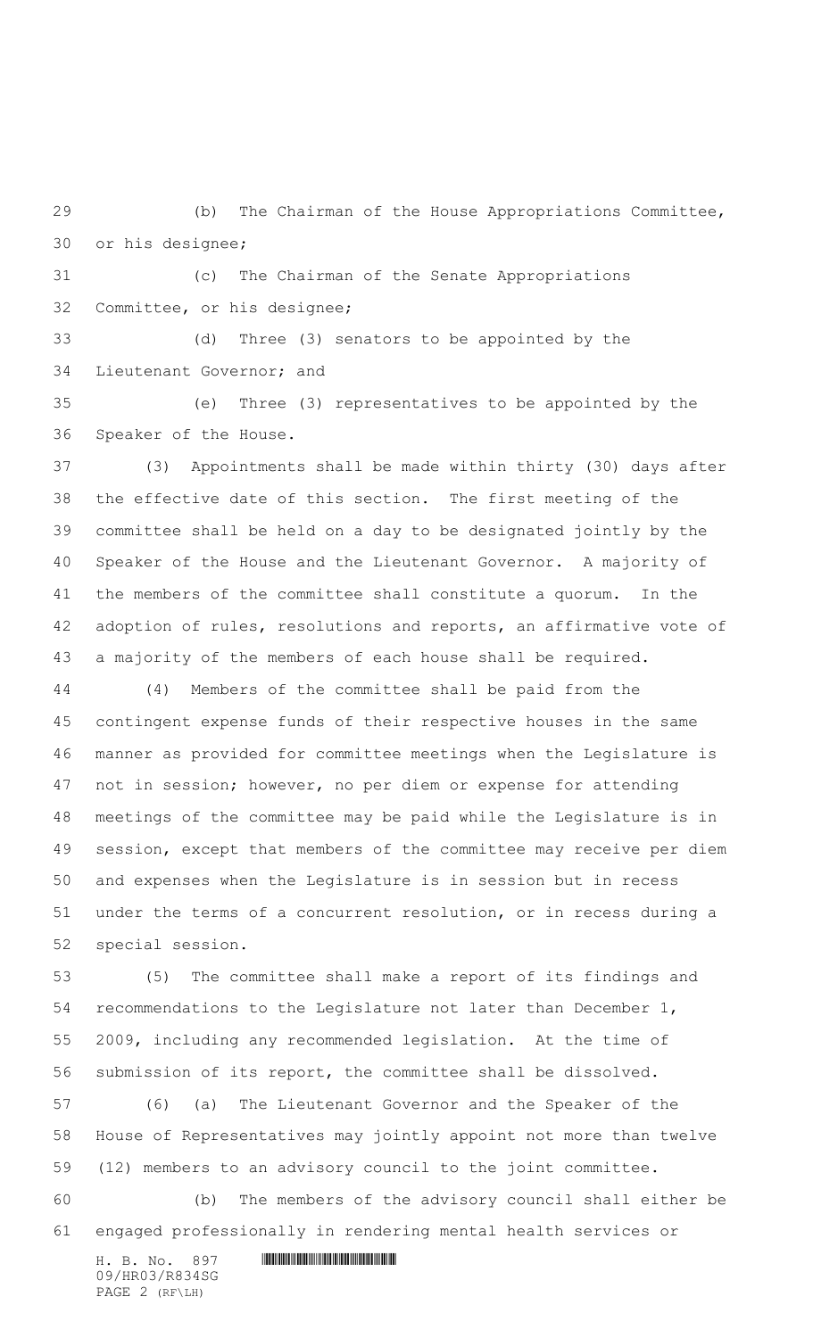(b) The Chairman of the House Appropriations Committee, or his designee;

(c) The Chairman of the Senate Appropriations Committee, or his designee;

(d) Three (3) senators to be appointed by the Lieutenant Governor; and

(e) Three (3) representatives to be appointed by the Speaker of the House.

(3) Appointments shall be made within thirty (30) days after the effective date of this section. The first meeting of the committee shall be held on a day to be designated jointly by the Speaker of the House and the Lieutenant Governor. A majority of the members of the committee shall constitute a quorum. In the adoption of rules, resolutions and reports, an affirmative vote of a majority of the members of each house shall be required.

(4) Members of the committee shall be paid from the contingent expense funds of their respective houses in the same manner as provided for committee meetings when the Legislature is not in session; however, no per diem or expense for attending meetings of the committee may be paid while the Legislature is in session, except that members of the committee may receive per diem and expenses when the Legislature is in session but in recess under the terms of a concurrent resolution, or in recess during a special session.

(5) The committee shall make a report of its findings and recommendations to the Legislature not later than December 1, 2009, including any recommended legislation. At the time of submission of its report, the committee shall be dissolved.

(6) (a) The Lieutenant Governor and the Speaker of the House of Representatives may jointly appoint not more than twelve (12) members to an advisory council to the joint committee.

(b) The members of the advisory council shall either be engaged professionally in rendering mental health services or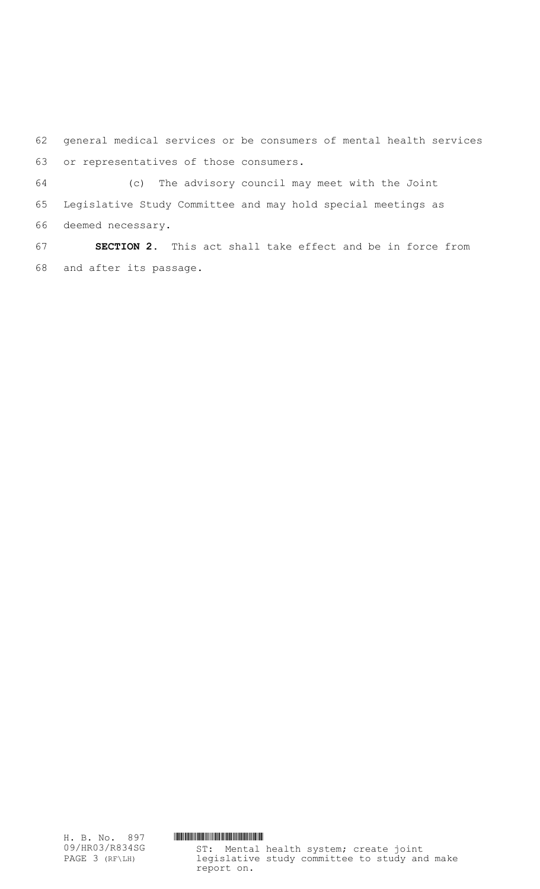general medical services or be consumers of mental health services or representatives of those consumers.

(c) The advisory council may meet with the Joint Legislative Study Committee and may hold special meetings as deemed necessary.

**SECTION 2.** This act shall take effect and be in force from and after its passage.

ST: Mental health system; create joint legislative study committee to study and make report on.